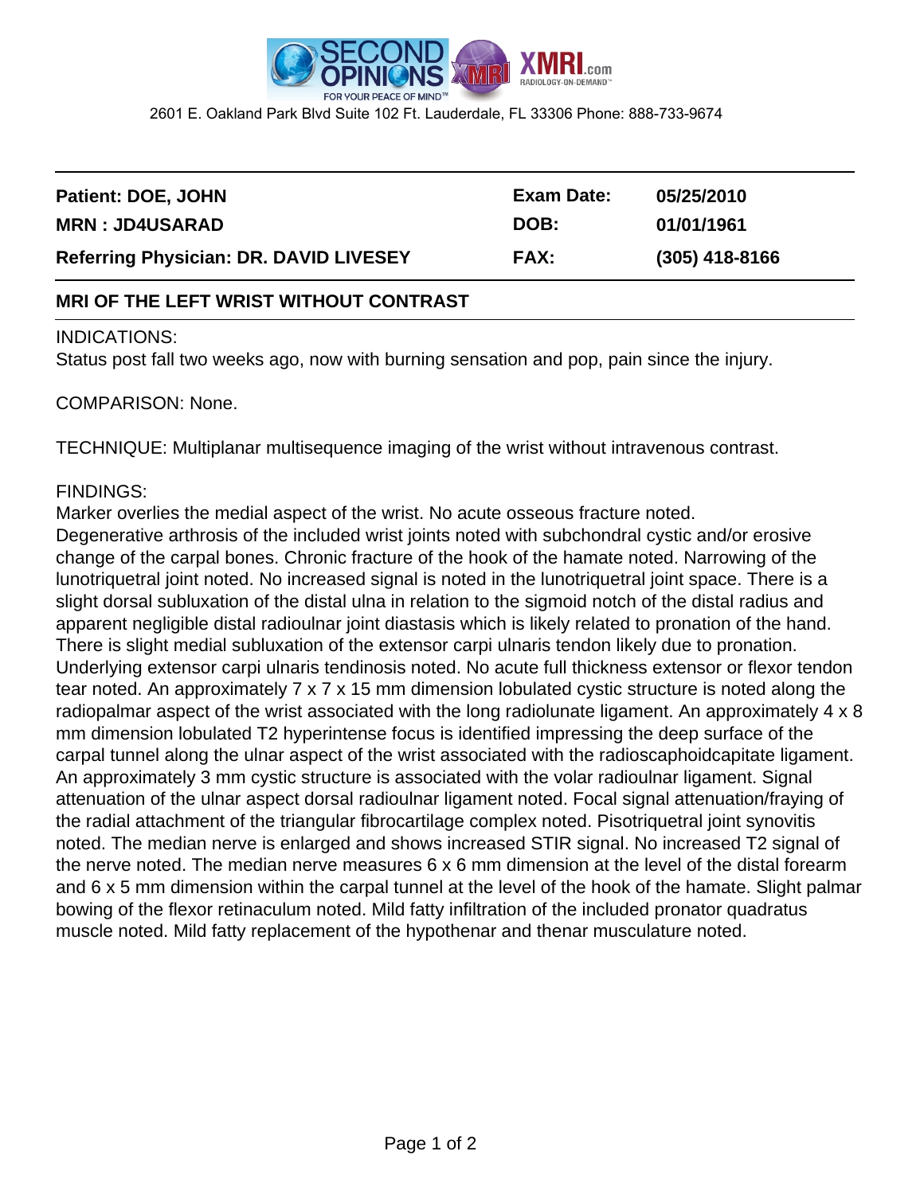2601 E. Oakland Park Blvd Suite 102 Ft. Lauderdale, FL 33306 Phone: 888-733-9674

| | | | |
|---|---|---|---|
| **Patient: DOE, JOHN** | **Exam Date:** | **05/25/2010** |
| **MRN : JD4USARAD** | **DOB:** | **01/01/1961** |
| **Referring Physician: DR. DAVID LIVESEY** | **FAX:** | **(305) 418-8166** |

## MRI OF THE LEFT WRIST WITHOUT CONTRAST

INDICATIONS:
Status post fall two weeks ago, now with burning sensation and pop, pain since the injury.

COMPARISON: None.

TECHNIQUE: Multiplanar multisequence imaging of the wrist without intravenous contrast.

FINDINGS:
Marker overlies the medial aspect of the wrist. No acute osseous fracture noted.
Degenerative arthrosis of the included wrist joints noted with subchondral cystic and/or erosive change of the carpal bones. Chronic fracture of the hook of the hamate noted. Narrowing of the lunotriquetral joint noted. No increased signal is noted in the lunotriquetral joint space. There is a slight dorsal subluxation of the distal ulna in relation to the sigmoid notch of the distal radius and apparent negligible distal radioulnar joint diastasis which is likely related to pronation of the hand. There is slight medial subluxation of the extensor carpi ulnaris tendon likely due to pronation. Underlying extensor carpi ulnaris tendinosis noted. No acute full thickness extensor or flexor tendon tear noted. An approximately 7 x 7 x 15 mm dimension lobulated cystic structure is noted along the radiopalmar aspect of the wrist associated with the long radiolunate ligament. An approximately 4 x 8 mm dimension lobulated T2 hyperintense focus is identified impressing the deep surface of the carpal tunnel along the ulnar aspect of the wrist associated with the radioscaphoidcapitate ligament. An approximately 3 mm cystic structure is associated with the volar radioulnar ligament. Signal attenuation of the ulnar aspect dorsal radioulnar ligament noted. Focal signal attenuation/fraying of the radial attachment of the triangular fibrocartilage complex noted. Pisotriquetral joint synovitis noted. The median nerve is enlarged and shows increased STIR signal. No increased T2 signal of the nerve noted. The median nerve measures 6 x 6 mm dimension at the level of the distal forearm and 6 x 5 mm dimension within the carpal tunnel at the level of the hook of the hamate. Slight palmar bowing of the flexor retinaculum noted. Mild fatty infiltration of the included pronator quadratus muscle noted. Mild fatty replacement of the hypothenar and thenar musculature noted.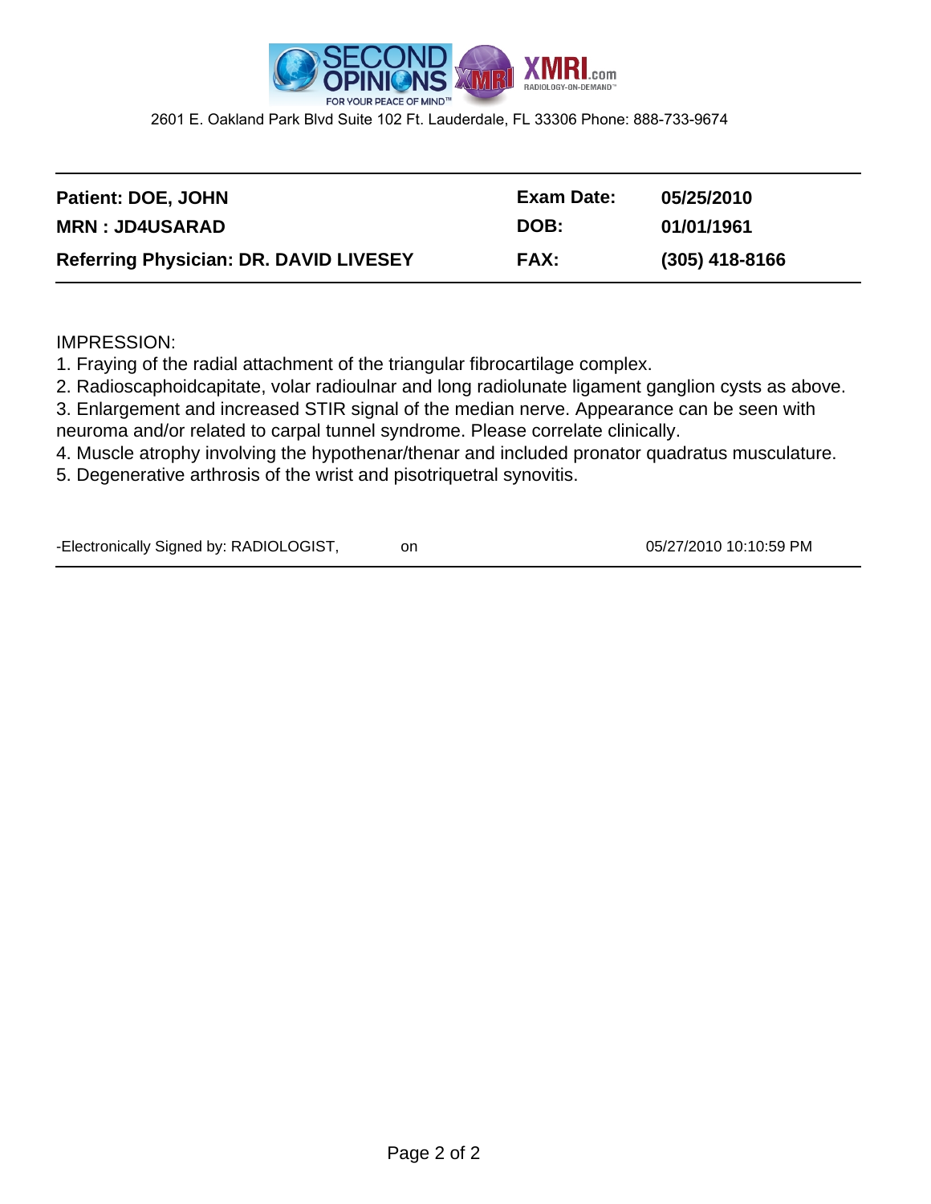2601 E. Oakland Park Blvd Suite 102 Ft. Lauderdale, FL 33306 Phone: 888-733-9674

| | | | |
|---|---|---|---|
| **Patient: DOE, JOHN** | | **Exam Date:** | **05/25/2010** |
| **MRN : JD4USARAD** | | **DOB:** | **01/01/1961** |
| **Referring Physician: DR. DAVID LIVESEY** | | **FAX:** | **(305) 418-8166** |

IMPRESSION:

1. Fraying of the radial attachment of the triangular fibrocartilage complex.
2. Radioscaphoidcapitate, volar radioulnar and long radiolunate ligament ganglion cysts as above.
3. Enlargement and increased STIR signal of the median nerve. Appearance can be seen with neuroma and/or related to carpal tunnel syndrome. Please correlate clinically.
4. Muscle atrophy involving the hypothenar/thenar and included pronator quadratus musculature.
5. Degenerative arthrosis of the wrist and pisotriquetral synovitis.

-Electronically Signed by: RADIOLOGIST, on 05/27/2010 10:10:59 PM